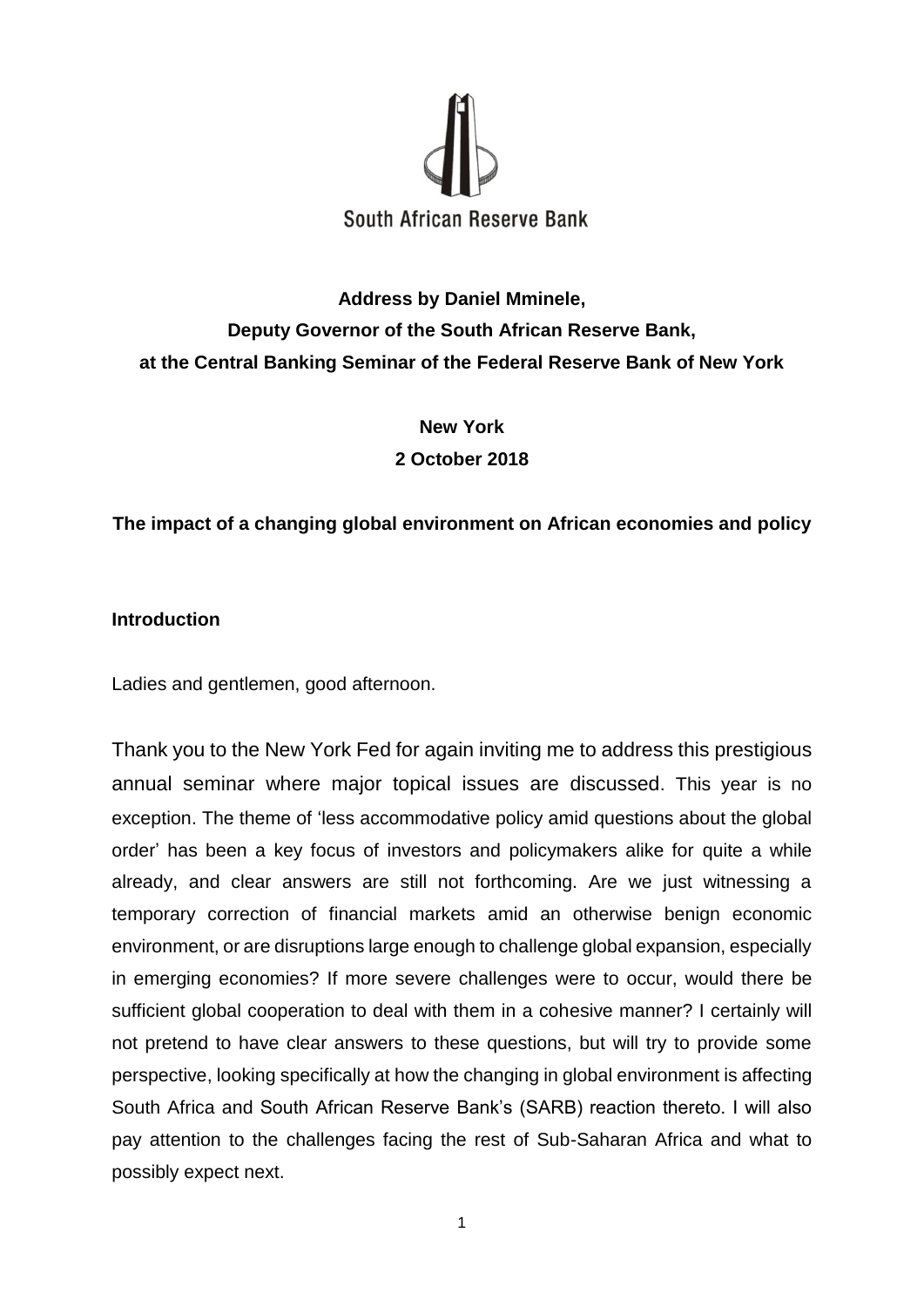South African Reserve Bank

**Address by Daniel Mminele,**
**Deputy Governor of the South African Reserve Bank,**
**at the Central Banking Seminar of the Federal Reserve Bank of New York**

**New York**
**2 October 2018**

**The impact of a changing global environment on African economies and policy**

## Introduction

Ladies and gentlemen, good afternoon.

Thank you to the New York Fed for again inviting me to address this prestigious annual seminar where major topical issues are discussed. This year is no exception. The theme of 'less accommodative policy amid questions about the global order' has been a key focus of investors and policymakers alike for quite a while already, and clear answers are still not forthcoming. Are we just witnessing a temporary correction of financial markets amid an otherwise benign economic environment, or are disruptions large enough to challenge global expansion, especially in emerging economies? If more severe challenges were to occur, would there be sufficient global cooperation to deal with them in a cohesive manner? I certainly will not pretend to have clear answers to these questions, but will try to provide some perspective, looking specifically at how the changing in global environment is affecting South Africa and South African Reserve Bank's (SARB) reaction thereto. I will also pay attention to the challenges facing the rest of Sub-Saharan Africa and what to possibly expect next.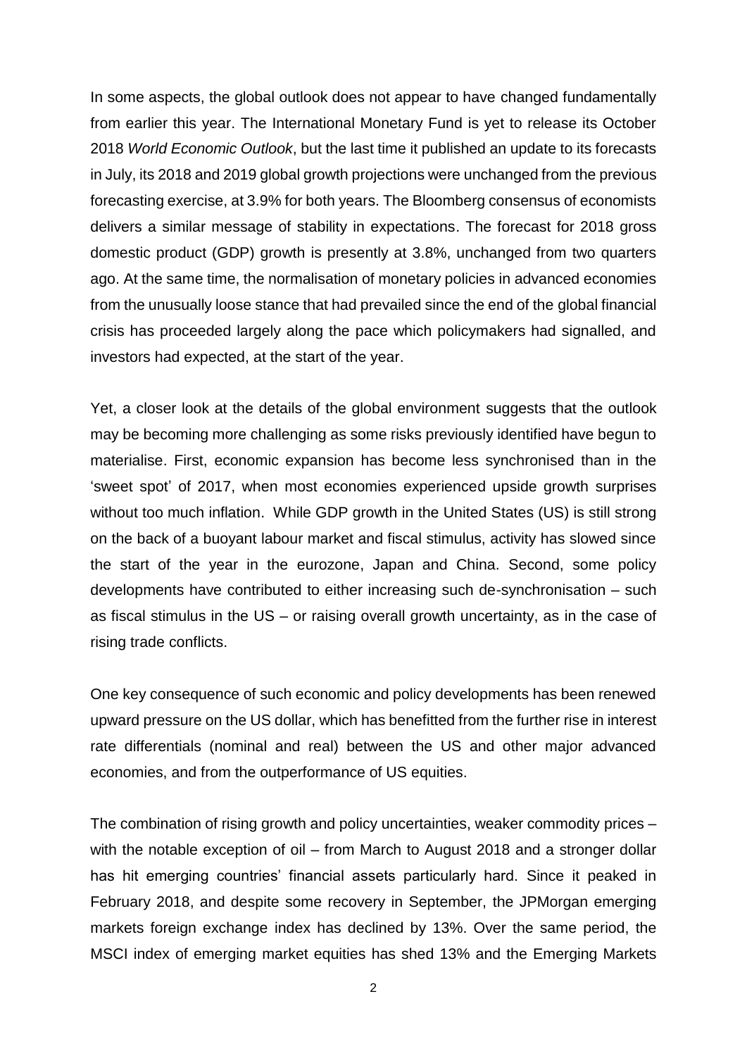In some aspects, the global outlook does not appear to have changed fundamentally from earlier this year. The International Monetary Fund is yet to release its October 2018 *World Economic Outlook*, but the last time it published an update to its forecasts in July, its 2018 and 2019 global growth projections were unchanged from the previous forecasting exercise, at 3.9% for both years. The Bloomberg consensus of economists delivers a similar message of stability in expectations. The forecast for 2018 gross domestic product (GDP) growth is presently at 3.8%, unchanged from two quarters ago. At the same time, the normalisation of monetary policies in advanced economies from the unusually loose stance that had prevailed since the end of the global financial crisis has proceeded largely along the pace which policymakers had signalled, and investors had expected, at the start of the year.

Yet, a closer look at the details of the global environment suggests that the outlook may be becoming more challenging as some risks previously identified have begun to materialise. First, economic expansion has become less synchronised than in the 'sweet spot' of 2017, when most economies experienced upside growth surprises without too much inflation. While GDP growth in the United States (US) is still strong on the back of a buoyant labour market and fiscal stimulus, activity has slowed since the start of the year in the eurozone, Japan and China. Second, some policy developments have contributed to either increasing such de-synchronisation – such as fiscal stimulus in the US – or raising overall growth uncertainty, as in the case of rising trade conflicts.

One key consequence of such economic and policy developments has been renewed upward pressure on the US dollar, which has benefitted from the further rise in interest rate differentials (nominal and real) between the US and other major advanced economies, and from the outperformance of US equities.

The combination of rising growth and policy uncertainties, weaker commodity prices – with the notable exception of oil – from March to August 2018 and a stronger dollar has hit emerging countries' financial assets particularly hard. Since it peaked in February 2018, and despite some recovery in September, the JPMorgan emerging markets foreign exchange index has declined by 13%. Over the same period, the MSCI index of emerging market equities has shed 13% and the Emerging Markets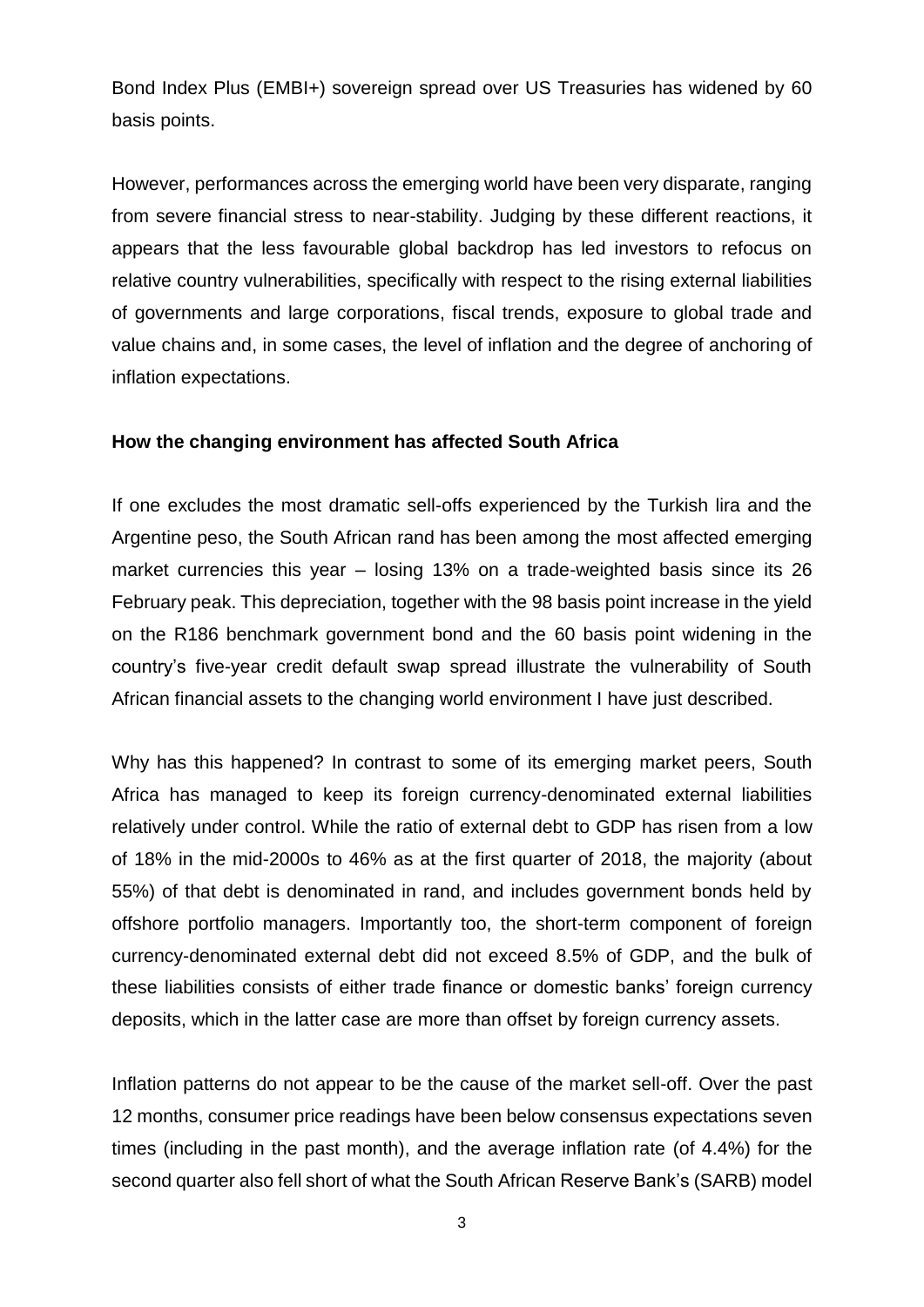Bond Index Plus (EMBI+) sovereign spread over US Treasuries has widened by 60 basis points.

However, performances across the emerging world have been very disparate, ranging from severe financial stress to near-stability. Judging by these different reactions, it appears that the less favourable global backdrop has led investors to refocus on relative country vulnerabilities, specifically with respect to the rising external liabilities of governments and large corporations, fiscal trends, exposure to global trade and value chains and, in some cases, the level of inflation and the degree of anchoring of inflation expectations.

**How the changing environment has affected South Africa**

If one excludes the most dramatic sell-offs experienced by the Turkish lira and the Argentine peso, the South African rand has been among the most affected emerging market currencies this year – losing 13% on a trade-weighted basis since its 26 February peak. This depreciation, together with the 98 basis point increase in the yield on the R186 benchmark government bond and the 60 basis point widening in the country's five-year credit default swap spread illustrate the vulnerability of South African financial assets to the changing world environment I have just described.

Why has this happened? In contrast to some of its emerging market peers, South Africa has managed to keep its foreign currency-denominated external liabilities relatively under control. While the ratio of external debt to GDP has risen from a low of 18% in the mid-2000s to 46% as at the first quarter of 2018, the majority (about 55%) of that debt is denominated in rand, and includes government bonds held by offshore portfolio managers. Importantly too, the short-term component of foreign currency-denominated external debt did not exceed 8.5% of GDP, and the bulk of these liabilities consists of either trade finance or domestic banks' foreign currency deposits, which in the latter case are more than offset by foreign currency assets.

Inflation patterns do not appear to be the cause of the market sell-off. Over the past 12 months, consumer price readings have been below consensus expectations seven times (including in the past month), and the average inflation rate (of 4.4%) for the second quarter also fell short of what the South African Reserve Bank's (SARB) model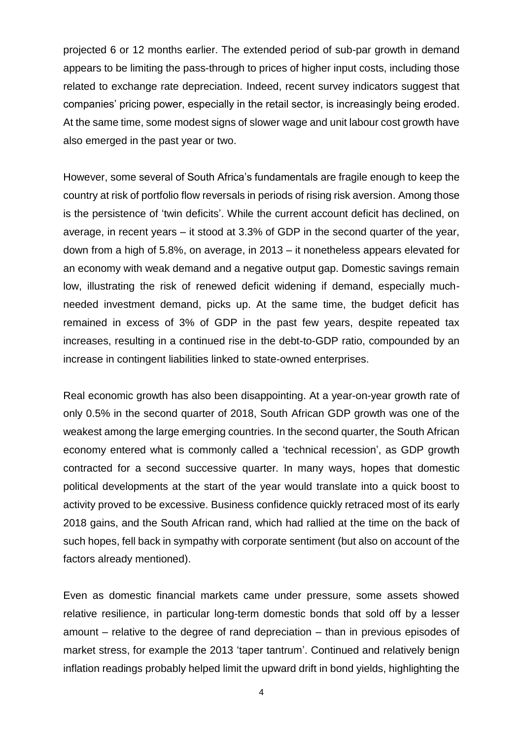projected 6 or 12 months earlier. The extended period of sub-par growth in demand appears to be limiting the pass-through to prices of higher input costs, including those related to exchange rate depreciation. Indeed, recent survey indicators suggest that companies' pricing power, especially in the retail sector, is increasingly being eroded. At the same time, some modest signs of slower wage and unit labour cost growth have also emerged in the past year or two.

However, some several of South Africa's fundamentals are fragile enough to keep the country at risk of portfolio flow reversals in periods of rising risk aversion. Among those is the persistence of 'twin deficits'. While the current account deficit has declined, on average, in recent years – it stood at 3.3% of GDP in the second quarter of the year, down from a high of 5.8%, on average, in 2013 – it nonetheless appears elevated for an economy with weak demand and a negative output gap. Domestic savings remain low, illustrating the risk of renewed deficit widening if demand, especially much-needed investment demand, picks up. At the same time, the budget deficit has remained in excess of 3% of GDP in the past few years, despite repeated tax increases, resulting in a continued rise in the debt-to-GDP ratio, compounded by an increase in contingent liabilities linked to state-owned enterprises.

Real economic growth has also been disappointing. At a year-on-year growth rate of only 0.5% in the second quarter of 2018, South African GDP growth was one of the weakest among the large emerging countries. In the second quarter, the South African economy entered what is commonly called a 'technical recession', as GDP growth contracted for a second successive quarter. In many ways, hopes that domestic political developments at the start of the year would translate into a quick boost to activity proved to be excessive. Business confidence quickly retraced most of its early 2018 gains, and the South African rand, which had rallied at the time on the back of such hopes, fell back in sympathy with corporate sentiment (but also on account of the factors already mentioned).

Even as domestic financial markets came under pressure, some assets showed relative resilience, in particular long-term domestic bonds that sold off by a lesser amount – relative to the degree of rand depreciation – than in previous episodes of market stress, for example the 2013 'taper tantrum'. Continued and relatively benign inflation readings probably helped limit the upward drift in bond yields, highlighting the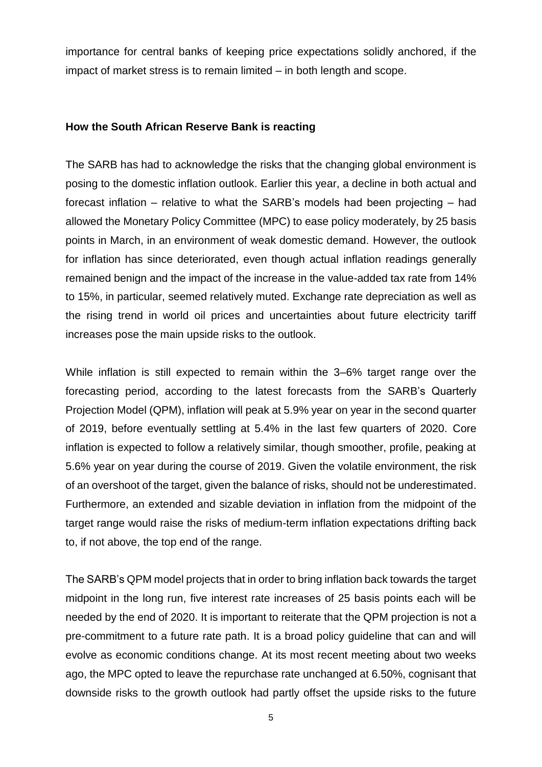importance for central banks of keeping price expectations solidly anchored, if the impact of market stress is to remain limited – in both length and scope.

**How the South African Reserve Bank is reacting**

The SARB has had to acknowledge the risks that the changing global environment is posing to the domestic inflation outlook. Earlier this year, a decline in both actual and forecast inflation – relative to what the SARB's models had been projecting – had allowed the Monetary Policy Committee (MPC) to ease policy moderately, by 25 basis points in March, in an environment of weak domestic demand. However, the outlook for inflation has since deteriorated, even though actual inflation readings generally remained benign and the impact of the increase in the value-added tax rate from 14% to 15%, in particular, seemed relatively muted. Exchange rate depreciation as well as the rising trend in world oil prices and uncertainties about future electricity tariff increases pose the main upside risks to the outlook.

While inflation is still expected to remain within the 3–6% target range over the forecasting period, according to the latest forecasts from the SARB's Quarterly Projection Model (QPM), inflation will peak at 5.9% year on year in the second quarter of 2019, before eventually settling at 5.4% in the last few quarters of 2020. Core inflation is expected to follow a relatively similar, though smoother, profile, peaking at 5.6% year on year during the course of 2019. Given the volatile environment, the risk of an overshoot of the target, given the balance of risks, should not be underestimated. Furthermore, an extended and sizable deviation in inflation from the midpoint of the target range would raise the risks of medium-term inflation expectations drifting back to, if not above, the top end of the range.

The SARB's QPM model projects that in order to bring inflation back towards the target midpoint in the long run, five interest rate increases of 25 basis points each will be needed by the end of 2020. It is important to reiterate that the QPM projection is not a pre-commitment to a future rate path. It is a broad policy guideline that can and will evolve as economic conditions change. At its most recent meeting about two weeks ago, the MPC opted to leave the repurchase rate unchanged at 6.50%, cognisant that downside risks to the growth outlook had partly offset the upside risks to the future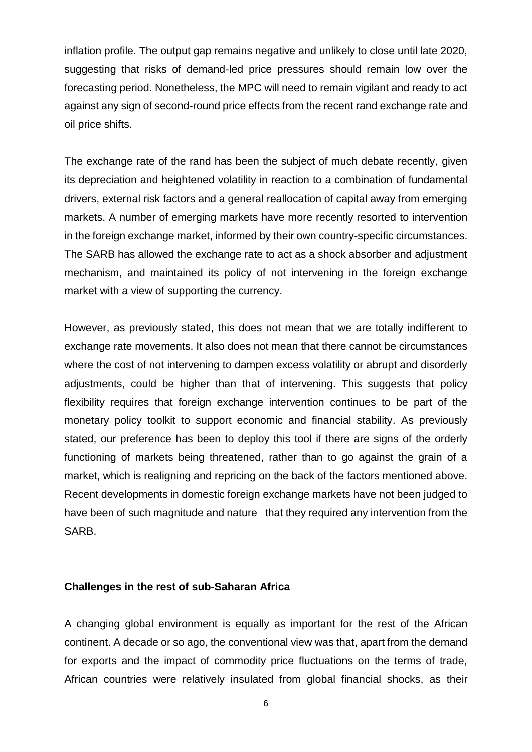inflation profile. The output gap remains negative and unlikely to close until late 2020, suggesting that risks of demand-led price pressures should remain low over the forecasting period. Nonetheless, the MPC will need to remain vigilant and ready to act against any sign of second-round price effects from the recent rand exchange rate and oil price shifts.

The exchange rate of the rand has been the subject of much debate recently, given its depreciation and heightened volatility in reaction to a combination of fundamental drivers, external risk factors and a general reallocation of capital away from emerging markets. A number of emerging markets have more recently resorted to intervention in the foreign exchange market, informed by their own country-specific circumstances. The SARB has allowed the exchange rate to act as a shock absorber and adjustment mechanism, and maintained its policy of not intervening in the foreign exchange market with a view of supporting the currency.

However, as previously stated, this does not mean that we are totally indifferent to exchange rate movements. It also does not mean that there cannot be circumstances where the cost of not intervening to dampen excess volatility or abrupt and disorderly adjustments, could be higher than that of intervening. This suggests that policy flexibility requires that foreign exchange intervention continues to be part of the monetary policy toolkit to support economic and financial stability. As previously stated, our preference has been to deploy this tool if there are signs of the orderly functioning of markets being threatened, rather than to go against the grain of a market, which is realigning and repricing on the back of the factors mentioned above. Recent developments in domestic foreign exchange markets have not been judged to have been of such magnitude and nature that they required any intervention from the SARB.

**Challenges in the rest of sub-Saharan Africa**

A changing global environment is equally as important for the rest of the African continent. A decade or so ago, the conventional view was that, apart from the demand for exports and the impact of commodity price fluctuations on the terms of trade, African countries were relatively insulated from global financial shocks, as their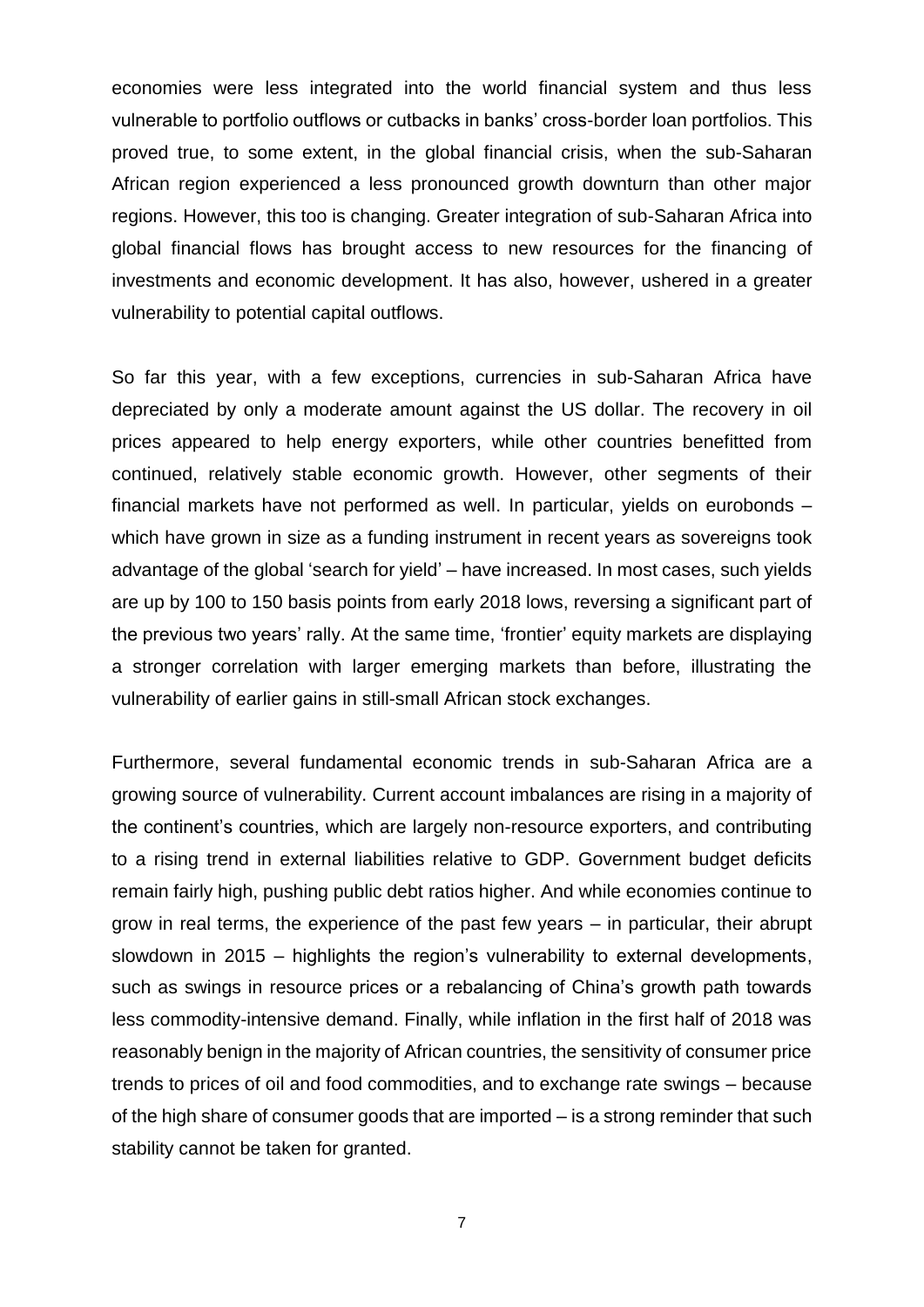economies were less integrated into the world financial system and thus less vulnerable to portfolio outflows or cutbacks in banks' cross-border loan portfolios. This proved true, to some extent, in the global financial crisis, when the sub-Saharan African region experienced a less pronounced growth downturn than other major regions. However, this too is changing. Greater integration of sub-Saharan Africa into global financial flows has brought access to new resources for the financing of investments and economic development. It has also, however, ushered in a greater vulnerability to potential capital outflows.

So far this year, with a few exceptions, currencies in sub-Saharan Africa have depreciated by only a moderate amount against the US dollar. The recovery in oil prices appeared to help energy exporters, while other countries benefitted from continued, relatively stable economic growth. However, other segments of their financial markets have not performed as well. In particular, yields on eurobonds – which have grown in size as a funding instrument in recent years as sovereigns took advantage of the global 'search for yield' – have increased. In most cases, such yields are up by 100 to 150 basis points from early 2018 lows, reversing a significant part of the previous two years' rally. At the same time, 'frontier' equity markets are displaying a stronger correlation with larger emerging markets than before, illustrating the vulnerability of earlier gains in still-small African stock exchanges.

Furthermore, several fundamental economic trends in sub-Saharan Africa are a growing source of vulnerability. Current account imbalances are rising in a majority of the continent's countries, which are largely non-resource exporters, and contributing to a rising trend in external liabilities relative to GDP. Government budget deficits remain fairly high, pushing public debt ratios higher. And while economies continue to grow in real terms, the experience of the past few years – in particular, their abrupt slowdown in 2015 – highlights the region's vulnerability to external developments, such as swings in resource prices or a rebalancing of China's growth path towards less commodity-intensive demand. Finally, while inflation in the first half of 2018 was reasonably benign in the majority of African countries, the sensitivity of consumer price trends to prices of oil and food commodities, and to exchange rate swings – because of the high share of consumer goods that are imported – is a strong reminder that such stability cannot be taken for granted.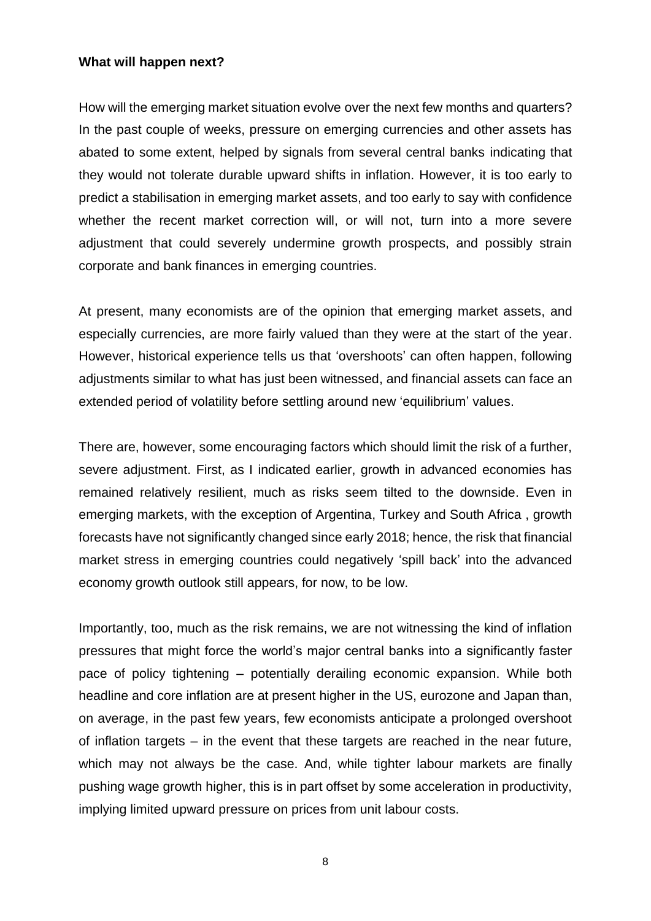**What will happen next?**

How will the emerging market situation evolve over the next few months and quarters? In the past couple of weeks, pressure on emerging currencies and other assets has abated to some extent, helped by signals from several central banks indicating that they would not tolerate durable upward shifts in inflation. However, it is too early to predict a stabilisation in emerging market assets, and too early to say with confidence whether the recent market correction will, or will not, turn into a more severe adjustment that could severely undermine growth prospects, and possibly strain corporate and bank finances in emerging countries.

At present, many economists are of the opinion that emerging market assets, and especially currencies, are more fairly valued than they were at the start of the year. However, historical experience tells us that 'overshoots' can often happen, following adjustments similar to what has just been witnessed, and financial assets can face an extended period of volatility before settling around new 'equilibrium' values.

There are, however, some encouraging factors which should limit the risk of a further, severe adjustment. First, as I indicated earlier, growth in advanced economies has remained relatively resilient, much as risks seem tilted to the downside. Even in emerging markets, with the exception of Argentina, Turkey and South Africa , growth forecasts have not significantly changed since early 2018; hence, the risk that financial market stress in emerging countries could negatively 'spill back' into the advanced economy growth outlook still appears, for now, to be low.

Importantly, too, much as the risk remains, we are not witnessing the kind of inflation pressures that might force the world's major central banks into a significantly faster pace of policy tightening – potentially derailing economic expansion. While both headline and core inflation are at present higher in the US, eurozone and Japan than, on average, in the past few years, few economists anticipate a prolonged overshoot of inflation targets – in the event that these targets are reached in the near future, which may not always be the case. And, while tighter labour markets are finally pushing wage growth higher, this is in part offset by some acceleration in productivity, implying limited upward pressure on prices from unit labour costs.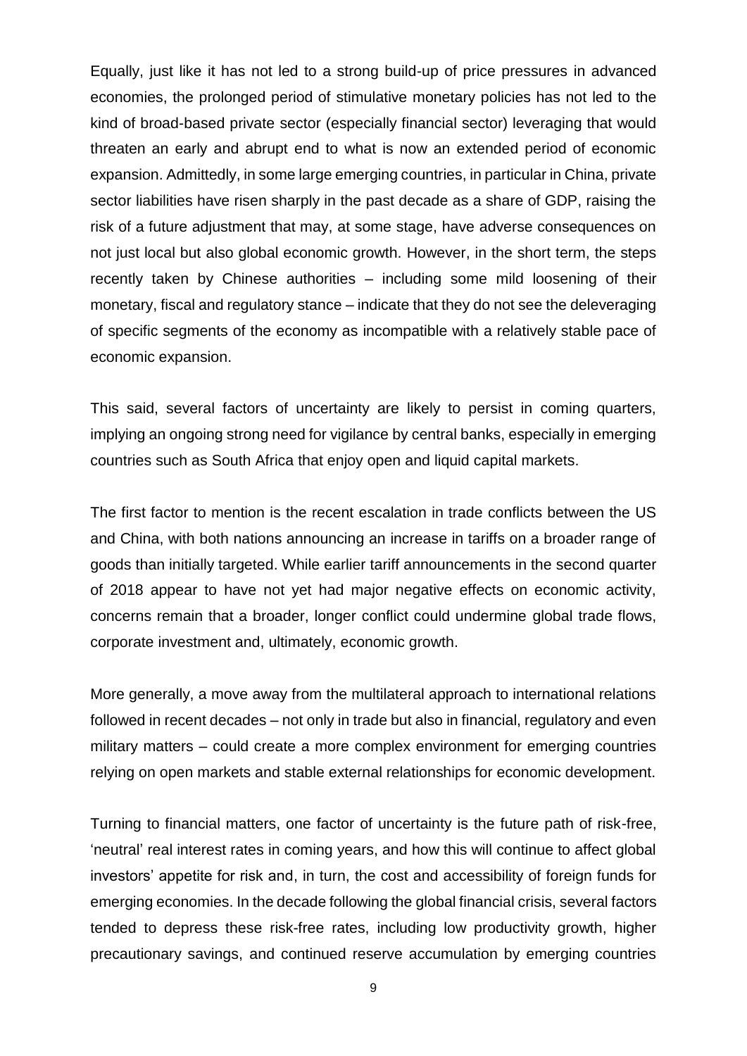Equally, just like it has not led to a strong build-up of price pressures in advanced economies, the prolonged period of stimulative monetary policies has not led to the kind of broad-based private sector (especially financial sector) leveraging that would threaten an early and abrupt end to what is now an extended period of economic expansion. Admittedly, in some large emerging countries, in particular in China, private sector liabilities have risen sharply in the past decade as a share of GDP, raising the risk of a future adjustment that may, at some stage, have adverse consequences on not just local but also global economic growth. However, in the short term, the steps recently taken by Chinese authorities – including some mild loosening of their monetary, fiscal and regulatory stance – indicate that they do not see the deleveraging of specific segments of the economy as incompatible with a relatively stable pace of economic expansion.

This said, several factors of uncertainty are likely to persist in coming quarters, implying an ongoing strong need for vigilance by central banks, especially in emerging countries such as South Africa that enjoy open and liquid capital markets.

The first factor to mention is the recent escalation in trade conflicts between the US and China, with both nations announcing an increase in tariffs on a broader range of goods than initially targeted. While earlier tariff announcements in the second quarter of 2018 appear to have not yet had major negative effects on economic activity, concerns remain that a broader, longer conflict could undermine global trade flows, corporate investment and, ultimately, economic growth.

More generally, a move away from the multilateral approach to international relations followed in recent decades – not only in trade but also in financial, regulatory and even military matters – could create a more complex environment for emerging countries relying on open markets and stable external relationships for economic development.

Turning to financial matters, one factor of uncertainty is the future path of risk-free, 'neutral' real interest rates in coming years, and how this will continue to affect global investors' appetite for risk and, in turn, the cost and accessibility of foreign funds for emerging economies. In the decade following the global financial crisis, several factors tended to depress these risk-free rates, including low productivity growth, higher precautionary savings, and continued reserve accumulation by emerging countries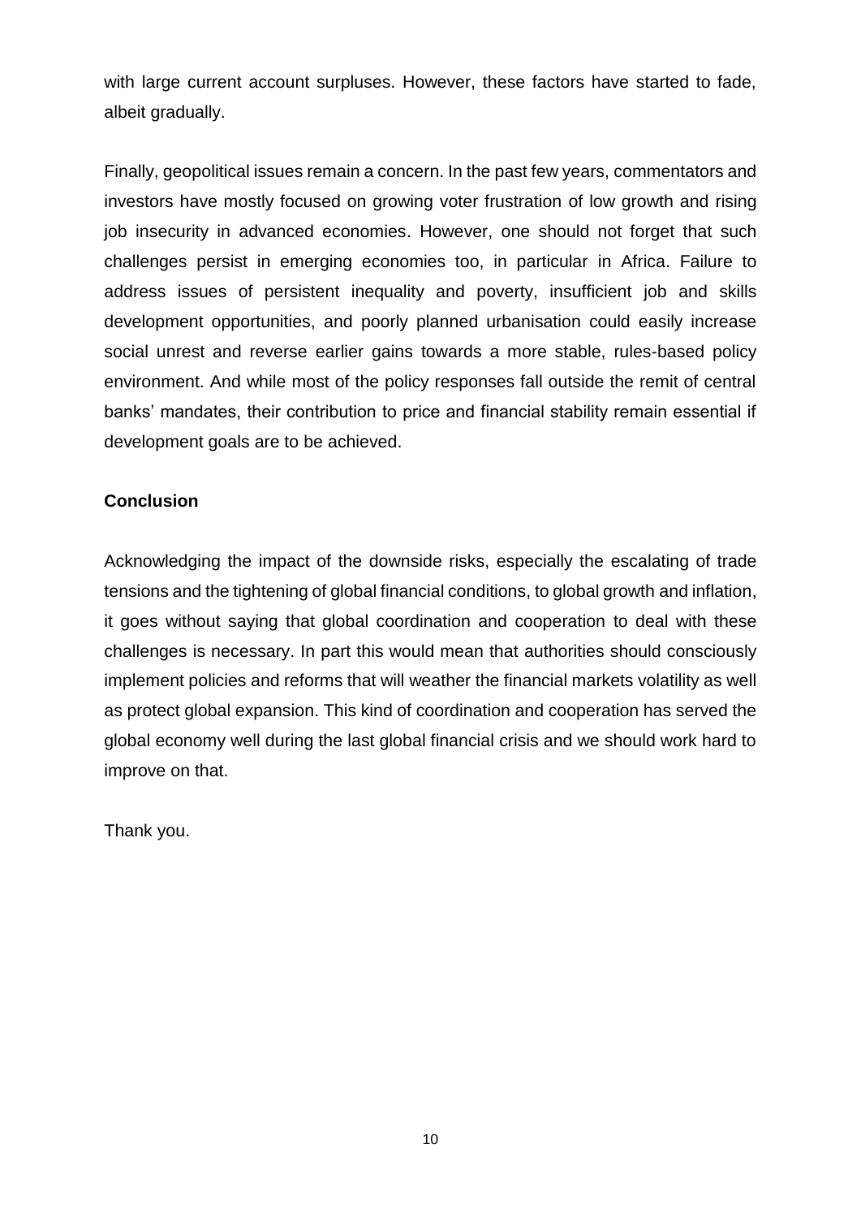with large current account surpluses. However, these factors have started to fade, albeit gradually.

Finally, geopolitical issues remain a concern. In the past few years, commentators and investors have mostly focused on growing voter frustration of low growth and rising job insecurity in advanced economies. However, one should not forget that such challenges persist in emerging economies too, in particular in Africa. Failure to address issues of persistent inequality and poverty, insufficient job and skills development opportunities, and poorly planned urbanisation could easily increase social unrest and reverse earlier gains towards a more stable, rules-based policy environment. And while most of the policy responses fall outside the remit of central banks' mandates, their contribution to price and financial stability remain essential if development goals are to be achieved.

**Conclusion**

Acknowledging the impact of the downside risks, especially the escalating of trade tensions and the tightening of global financial conditions, to global growth and inflation, it goes without saying that global coordination and cooperation to deal with these challenges is necessary. In part this would mean that authorities should consciously implement policies and reforms that will weather the financial markets volatility as well as protect global expansion. This kind of coordination and cooperation has served the global economy well during the last global financial crisis and we should work hard to improve on that.

Thank you.